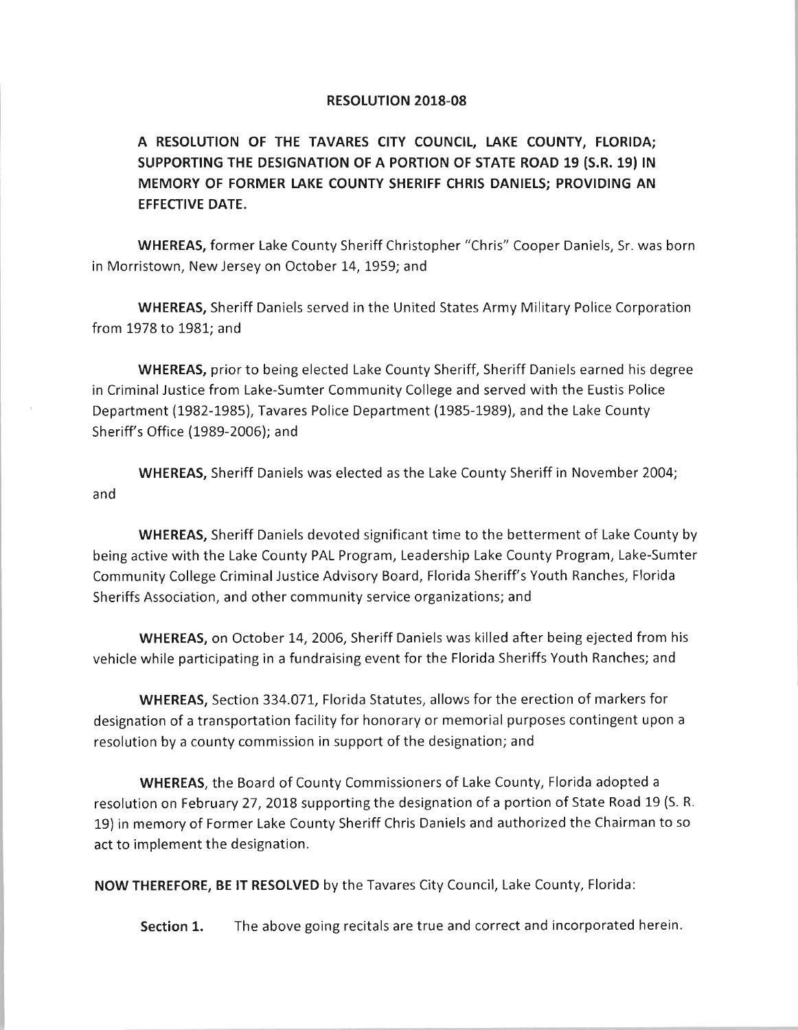# RESOLUTION 2018-08

**A RESOLUTION OF THE TAVARES CITY COUNCIL, LAKE COUNTY, FLORIDA; SUPPORTING THE DESIGNATION OF A PORTION OF STATE ROAD 19 (S.R. 19) IN MEMORY OF FORMER LAKE COUNTY SHERIFF CHRIS DANIELS; PROVIDING AN EFFECTIVE DATE.**

**WHEREAS,** former Lake County Sheriff Christopher "Chris" Cooper Daniels, Sr. was born in Morristown, New Jersey on October 14, 1959; and

**WHEREAS,** Sheriff Daniels served in the United States Army Military Police Corporation from 1978 to 1981; and

**WHEREAS,** prior to being elected Lake County Sheriff, Sheriff Daniels earned his degree in Criminal Justice from Lake-Sumter Community College and served with the Eustis Police Department (1982-1985), Tavares Police Department (1985-1989), and the Lake County Sheriff's Office (1989-2006); and

**WHEREAS,** Sheriff Daniels was elected as the Lake County Sheriff in November 2004; and

**WHEREAS,** Sheriff Daniels devoted significant time to the betterment of Lake County by being active with the Lake County PAL Program, Leadership Lake County Program, Lake-Sumter Community College Criminal Justice Advisory Board, Florida Sheriff's Youth Ranches, Florida Sheriffs Association, and other community service organizations; and

**WHEREAS,** on October 14, 2006, Sheriff Daniels was killed after being ejected from his vehicle while participating in a fundraising event for the Florida Sheriffs Youth Ranches; and

**WHEREAS,** Section 334.071, Florida Statutes, allows for the erection of markers for designation of a transportation facility for honorary or memorial purposes contingent upon a resolution by a county commission in support of the designation; and

**WHEREAS**, the Board of County Commissioners of Lake County, Florida adopted a resolution on February 27, 2018 supporting the designation of a portion of State Road 19 (S. R. 19) in memory of Former Lake County Sheriff Chris Daniels and authorized the Chairman to so act to implement the designation.

**NOW THEREFORE, BE IT RESOLVED** by the Tavares City Council, Lake County, Florida:

**Section 1.** The above going recitals are true and correct and incorporated herein.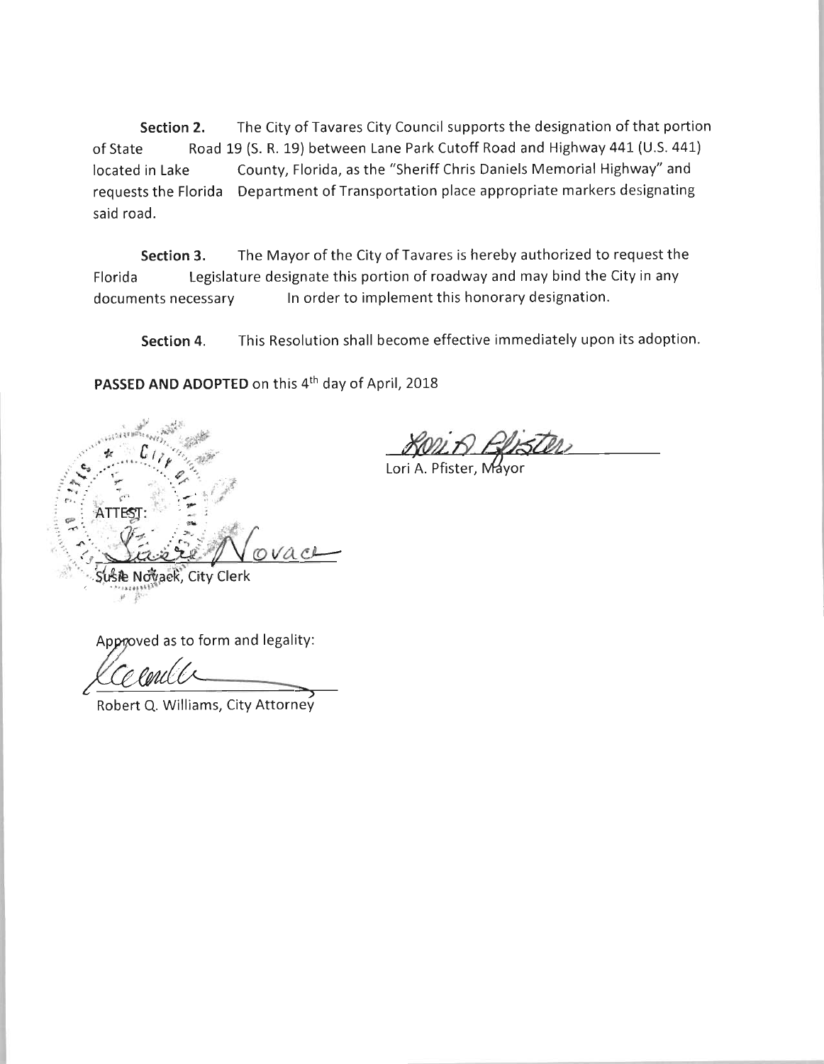**Section 2.** The City of Tavares City Council supports the designation of that portion of State Road 19 (S. R. 19) between Lane Park Cutoff Road and Highway 441 (U.S. 441) located in Lake County, Florida, as the "Sheriff Chris Daniels Memorial Highway" and requests the Florida Department of Transportation place appropriate markers designating said road.

**Section 3.** The Mayor of the City of Tavares is hereby authorized to request the Florida Legislature designate this portion of roadway and may bind the City in any documents necessary In order to implement this honorary designation.

**Section 4.** This Resolution shall become effective immediately upon its adoption.

**PASSED AND ADOPTED** on this 4th day of April, 2018

Lori A. Pfister, Mayor

ATTEST:

Susie Novack, City Clerk

Approved as to form and legality:

Robert Q. Williams, City Attorney